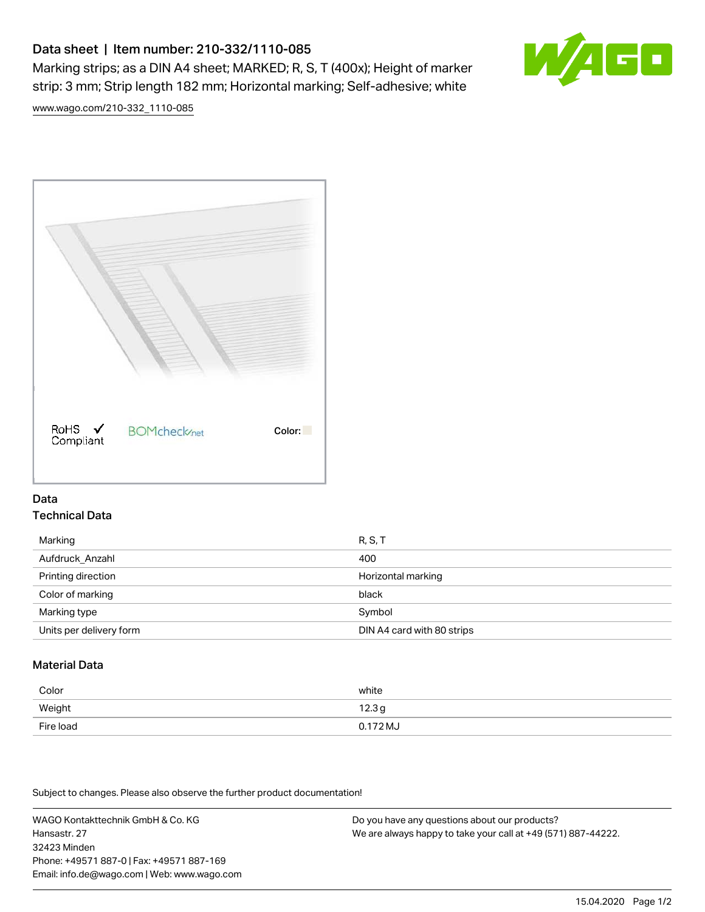# Data sheet | Item number: 210-332/1110-085

Marking strips; as a DIN A4 sheet; MARKED; R, S, T (400x); Height of marker strip: 3 mm; Strip length 182 mm; Horizontal marking; Self-adhesive; white

www.wago.com/210-332_1110-085

RoHS ✓ Compliant

BOMcheck.net

Color:

## Data

### Technical Data

| | |
|---|---|
| Marking | R, S, T |
| Aufdruck_Anzahl | 400 |
| Printing direction | Horizontal marking |
| Color of marking | black |
| Marking type | Symbol |
| Units per delivery form | DIN A4 card with 80 strips |

### Material Data

| | |
|---|---|
| Color | white |
| Weight | 12.3 g |
| Fire load | 0.172 MJ |

Subject to changes. Please also observe the further product documentation!

WAGO Kontakttechnik GmbH & Co. KG
Hansastr. 27
32423 Minden
Phone: +49571 887-0 | Fax: +49571 887-169
Email: info.de@wago.com | Web: www.wago.com

Do you have any questions about our products?
We are always happy to take your call at +49 (571) 887-44222.

15.04.2020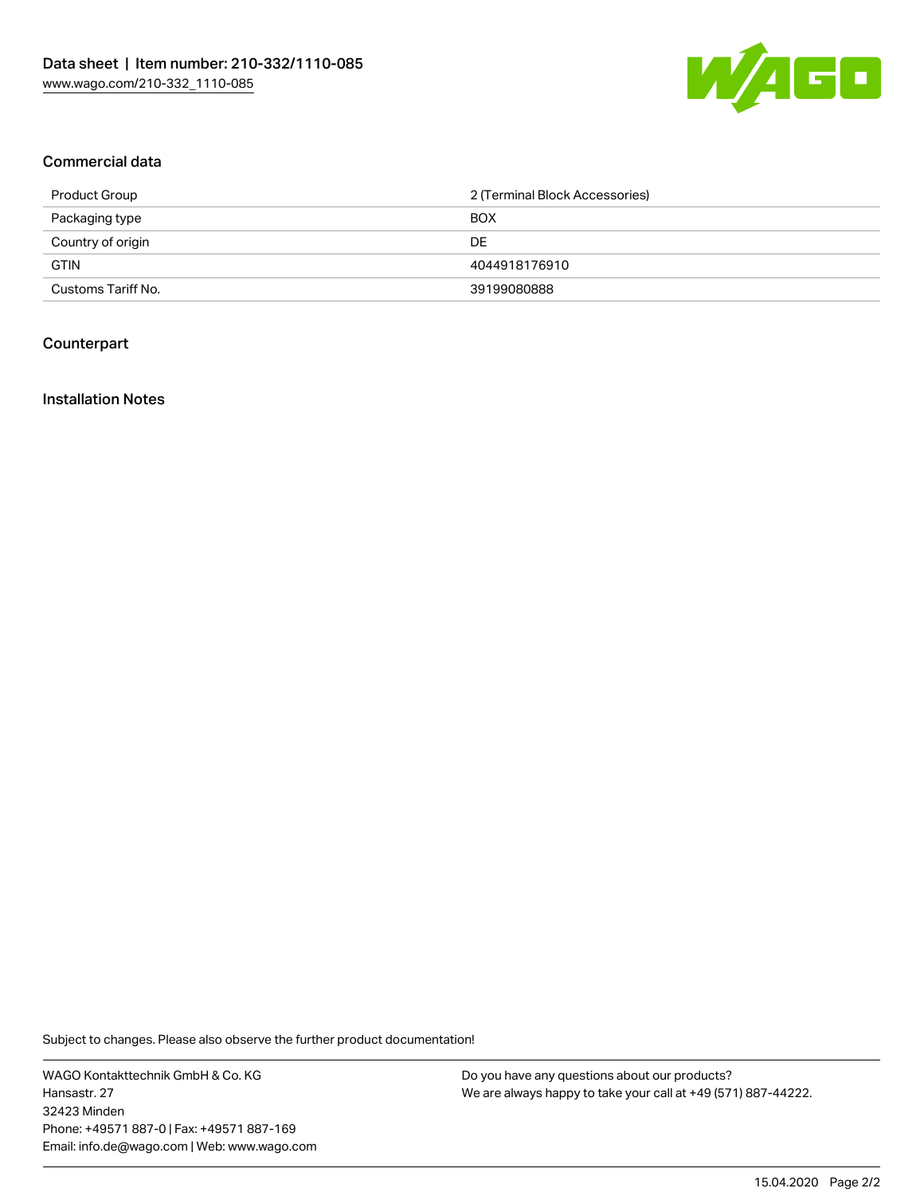## Commercial data

| | |
|---|---|
| Product Group | 2 (Terminal Block Accessories) |
| Packaging type | BOX |
| Country of origin | DE |
| GTIN | 4044918176910 |
| Customs Tariff No. | 39199080888 |

## Counterpart

## Installation Notes

Subject to changes. Please also observe the further product documentation!

WAGO Kontakttechnik GmbH & Co. KG
Hansastr. 27
32423 Minden
Phone: +49571 887-0 | Fax: +49571 887-169
Email: info.de@wago.com | Web: www.wago.com

Do you have any questions about our products?
We are always happy to take your call at +49 (571) 887-44222.